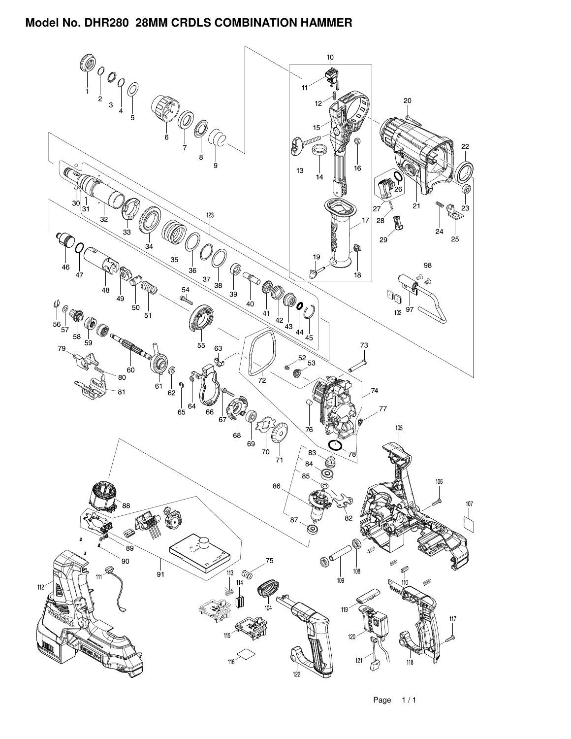# Model No. DHR280  28MM CRDLS COMBINATION HAMMER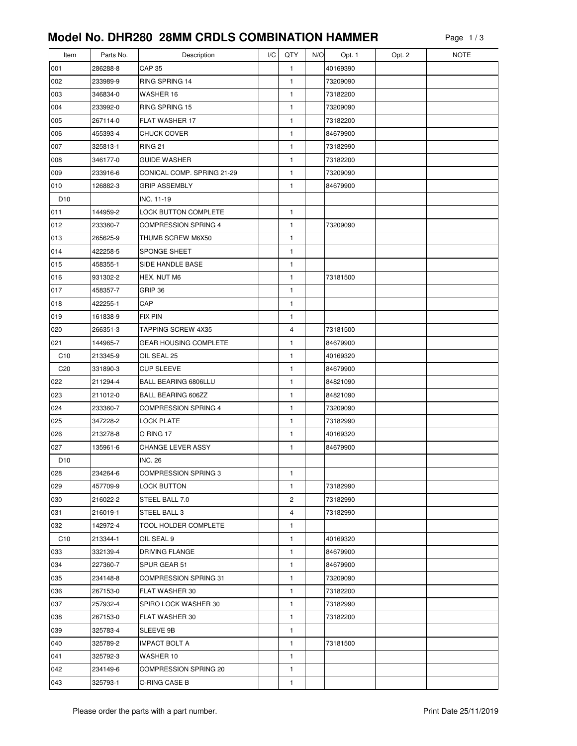# Model No. DHR280 28MM CRDLS COMBINATION HAMMER

| Item | Parts No. | Description | I/C | QTY | N/O | Opt. 1 | Opt. 2 | NOTE |
|---|---|---|---|---|---|---|---|---|
| 001 | 286288-8 | CAP 35 | | 1 | | 40169390 | | |
| 002 | 233989-9 | RING SPRING 14 | | 1 | | 73209090 | | |
| 003 | 346834-0 | WASHER 16 | | 1 | | 73182200 | | |
| 004 | 233992-0 | RING SPRING 15 | | 1 | | 73209090 | | |
| 005 | 267114-0 | FLAT WASHER 17 | | 1 | | 73182200 | | |
| 006 | 455393-4 | CHUCK COVER | | 1 | | 84679900 | | |
| 007 | 325813-1 | RING 21 | | 1 | | 73182990 | | |
| 008 | 346177-0 | GUIDE WASHER | | 1 | | 73182200 | | |
| 009 | 233916-6 | CONICAL COMP. SPRING 21-29 | | 1 | | 73209090 | | |
| 010 | 126882-3 | GRIP ASSEMBLY | | 1 | | 84679900 | | |
| D10 | | INC. 11-19 | | | | | | |
| 011 | 144959-2 | LOCK BUTTON COMPLETE | | 1 | | | | |
| 012 | 233360-7 | COMPRESSION SPRING 4 | | 1 | | 73209090 | | |
| 013 | 265625-9 | THUMB SCREW M6X50 | | 1 | | | | |
| 014 | 422258-5 | SPONGE SHEET | | 1 | | | | |
| 015 | 458355-1 | SIDE HANDLE BASE | | 1 | | | | |
| 016 | 931302-2 | HEX. NUT M6 | | 1 | | 73181500 | | |
| 017 | 458357-7 | GRIP 36 | | 1 | | | | |
| 018 | 422255-1 | CAP | | 1 | | | | |
| 019 | 161838-9 | FIX PIN | | 1 | | | | |
| 020 | 266351-3 | TAPPING SCREW 4X35 | | 4 | | 73181500 | | |
| 021 | 144965-7 | GEAR HOUSING COMPLETE | | 1 | | 84679900 | | |
| C10 | 213345-9 | OIL SEAL 25 | | 1 | | 40169320 | | |
| C20 | 331890-3 | CUP SLEEVE | | 1 | | 84679900 | | |
| 022 | 211294-4 | BALL BEARING 6806LLU | | 1 | | 84821090 | | |
| 023 | 211012-0 | BALL BEARING 606ZZ | | 1 | | 84821090 | | |
| 024 | 233360-7 | COMPRESSION SPRING 4 | | 1 | | 73209090 | | |
| 025 | 347228-2 | LOCK PLATE | | 1 | | 73182990 | | |
| 026 | 213278-8 | O RING 17 | | 1 | | 40169320 | | |
| 027 | 135961-6 | CHANGE LEVER ASSY | | 1 | | 84679900 | | |
| D10 | | INC. 26 | | | | | | |
| 028 | 234264-6 | COMPRESSION SPRING 3 | | 1 | | | | |
| 029 | 457709-9 | LOCK BUTTON | | 1 | | 73182990 | | |
| 030 | 216022-2 | STEEL BALL 7.0 | | 2 | | 73182990 | | |
| 031 | 216019-1 | STEEL BALL 3 | | 4 | | 73182990 | | |
| 032 | 142972-4 | TOOL HOLDER COMPLETE | | 1 | | | | |
| C10 | 213344-1 | OIL SEAL 9 | | 1 | | 40169320 | | |
| 033 | 332139-4 | DRIVING FLANGE | | 1 | | 84679900 | | |
| 034 | 227360-7 | SPUR GEAR 51 | | 1 | | 84679900 | | |
| 035 | 234148-8 | COMPRESSION SPRING 31 | | 1 | | 73209090 | | |
| 036 | 267153-0 | FLAT WASHER 30 | | 1 | | 73182200 | | |
| 037 | 257932-4 | SPIRO LOCK WASHER 30 | | 1 | | 73182990 | | |
| 038 | 267153-0 | FLAT WASHER 30 | | 1 | | 73182200 | | |
| 039 | 325783-4 | SLEEVE 9B | | 1 | | | | |
| 040 | 325789-2 | IMPACT BOLT A | | 1 | | 73181500 | | |
| 041 | 325792-3 | WASHER 10 | | 1 | | | | |
| 042 | 234149-6 | COMPRESSION SPRING 20 | | 1 | | | | |
| 043 | 325793-1 | O-RING CASE B | | 1 | | | | |

Please order the parts with a part number.

Print Date 25/11/2019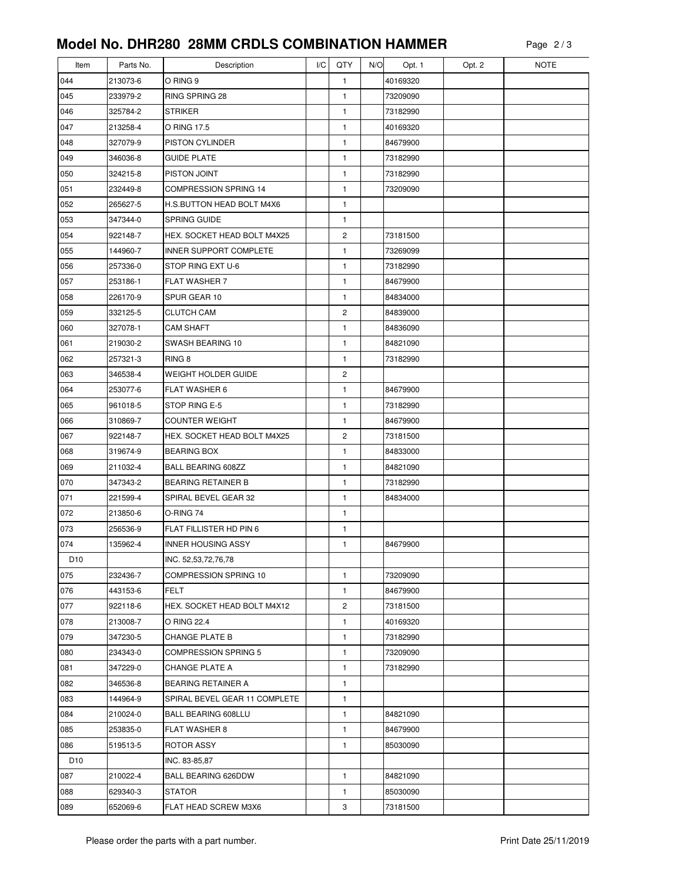# Model No. DHR280 28MM CRDLS COMBINATION HAMMER

| Item | Parts No. | Description | I/C | QTY | N/O | Opt. 1 | Opt. 2 | NOTE |
|---|---|---|---|---|---|---|---|---|
| 044 | 213073-6 | O RING 9 | | 1 | | 40169320 | | |
| 045 | 233979-2 | RING SPRING 28 | | 1 | | 73209090 | | |
| 046 | 325784-2 | STRIKER | | 1 | | 73182990 | | |
| 047 | 213258-4 | O RING 17.5 | | 1 | | 40169320 | | |
| 048 | 327079-9 | PISTON CYLINDER | | 1 | | 84679900 | | |
| 049 | 346036-8 | GUIDE PLATE | | 1 | | 73182990 | | |
| 050 | 324215-8 | PISTON JOINT | | 1 | | 73182990 | | |
| 051 | 232449-8 | COMPRESSION SPRING 14 | | 1 | | 73209090 | | |
| 052 | 265627-5 | H.S.BUTTON HEAD BOLT M4X6 | | 1 | | | | |
| 053 | 347344-0 | SPRING GUIDE | | 1 | | | | |
| 054 | 922148-7 | HEX. SOCKET HEAD BOLT M4X25 | | 2 | | 73181500 | | |
| 055 | 144960-7 | INNER SUPPORT COMPLETE | | 1 | | 73269099 | | |
| 056 | 257336-0 | STOP RING EXT U-6 | | 1 | | 73182990 | | |
| 057 | 253186-1 | FLAT WASHER 7 | | 1 | | 84679900 | | |
| 058 | 226170-9 | SPUR GEAR 10 | | 1 | | 84834000 | | |
| 059 | 332125-5 | CLUTCH CAM | | 2 | | 84839000 | | |
| 060 | 327078-1 | CAM SHAFT | | 1 | | 84836090 | | |
| 061 | 219030-2 | SWASH BEARING 10 | | 1 | | 84821090 | | |
| 062 | 257321-3 | RING 8 | | 1 | | 73182990 | | |
| 063 | 346538-4 | WEIGHT HOLDER GUIDE | | 2 | | | | |
| 064 | 253077-6 | FLAT WASHER 6 | | 1 | | 84679900 | | |
| 065 | 961018-5 | STOP RING E-5 | | 1 | | 73182990 | | |
| 066 | 310869-7 | COUNTER WEIGHT | | 1 | | 84679900 | | |
| 067 | 922148-7 | HEX. SOCKET HEAD BOLT M4X25 | | 2 | | 73181500 | | |
| 068 | 319674-9 | BEARING BOX | | 1 | | 84833000 | | |
| 069 | 211032-4 | BALL BEARING 608ZZ | | 1 | | 84821090 | | |
| 070 | 347343-2 | BEARING RETAINER B | | 1 | | 73182990 | | |
| 071 | 221599-4 | SPIRAL BEVEL GEAR 32 | | 1 | | 84834000 | | |
| 072 | 213850-6 | O-RING 74 | | 1 | | | | |
| 073 | 256536-9 | FLAT FILLISTER HD PIN 6 | | 1 | | | | |
| 074 | 135962-4 | INNER HOUSING ASSY | | 1 | | 84679900 | | |
| D10 | | INC. 52,53,72,76,78 | | | | | | |
| 075 | 232436-7 | COMPRESSION SPRING 10 | | 1 | | 73209090 | | |
| 076 | 443153-6 | FELT | | 1 | | 84679900 | | |
| 077 | 922118-6 | HEX. SOCKET HEAD BOLT M4X12 | | 2 | | 73181500 | | |
| 078 | 213008-7 | O RING 22.4 | | 1 | | 40169320 | | |
| 079 | 347230-5 | CHANGE PLATE B | | 1 | | 73182990 | | |
| 080 | 234343-0 | COMPRESSION SPRING 5 | | 1 | | 73209090 | | |
| 081 | 347229-0 | CHANGE PLATE A | | 1 | | 73182990 | | |
| 082 | 346536-8 | BEARING RETAINER A | | 1 | | | | |
| 083 | 144964-9 | SPIRAL BEVEL GEAR 11 COMPLETE | | 1 | | | | |
| 084 | 210024-0 | BALL BEARING 608LLU | | 1 | | 84821090 | | |
| 085 | 253835-0 | FLAT WASHER 8 | | 1 | | 84679900 | | |
| 086 | 519513-5 | ROTOR ASSY | | 1 | | 85030090 | | |
| D10 | | INC. 83-85,87 | | | | | | |
| 087 | 210022-4 | BALL BEARING 626DDW | | 1 | | 84821090 | | |
| 088 | 629340-3 | STATOR | | 1 | | 85030090 | | |
| 089 | 652069-6 | FLAT HEAD SCREW M3X6 | | 3 | | 73181500 | | |

Please order the parts with a part number.

Print Date 25/11/2019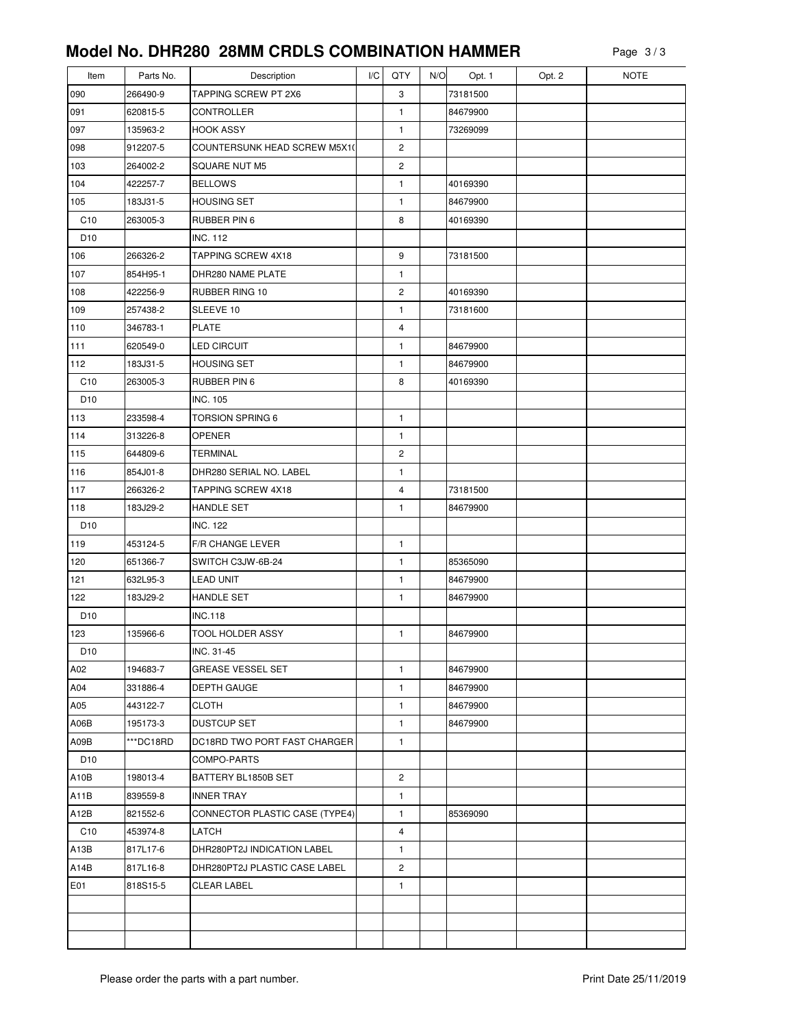# Model No. DHR280 28MM CRDLS COMBINATION HAMMER

| Item | Parts No. | Description | I/C | QTY | N/O | Opt. 1 | Opt. 2 | NOTE |
|---|---|---|---|---|---|---|---|---|
| 090 | 266490-9 | TAPPING SCREW PT 2X6 | | 3 | | 73181500 | | |
| 091 | 620815-5 | CONTROLLER | | 1 | | 84679900 | | |
| 097 | 135963-2 | HOOK ASSY | | 1 | | 73269099 | | |
| 098 | 912207-5 | COUNTERSUNK HEAD SCREW M5X1( | | 2 | | | | |
| 103 | 264002-2 | SQUARE NUT M5 | | 2 | | | | |
| 104 | 422257-7 | BELLOWS | | 1 | | 40169390 | | |
| 105 | 183J31-5 | HOUSING SET | | 1 | | 84679900 | | |
| C10 | 263005-3 | RUBBER PIN 6 | | 8 | | 40169390 | | |
| D10 | | INC. 112 | | | | | | |
| 106 | 266326-2 | TAPPING SCREW 4X18 | | 9 | | 73181500 | | |
| 107 | 854H95-1 | DHR280 NAME PLATE | | 1 | | | | |
| 108 | 422256-9 | RUBBER RING 10 | | 2 | | 40169390 | | |
| 109 | 257438-2 | SLEEVE 10 | | 1 | | 73181600 | | |
| 110 | 346783-1 | PLATE | | 4 | | | | |
| 111 | 620549-0 | LED CIRCUIT | | 1 | | 84679900 | | |
| 112 | 183J31-5 | HOUSING SET | | 1 | | 84679900 | | |
| C10 | 263005-3 | RUBBER PIN 6 | | 8 | | 40169390 | | |
| D10 | | INC. 105 | | | | | | |
| 113 | 233598-4 | TORSION SPRING 6 | | 1 | | | | |
| 114 | 313226-8 | OPENER | | 1 | | | | |
| 115 | 644809-6 | TERMINAL | | 2 | | | | |
| 116 | 854J01-8 | DHR280 SERIAL NO. LABEL | | 1 | | | | |
| 117 | 266326-2 | TAPPING SCREW 4X18 | | 4 | | 73181500 | | |
| 118 | 183J29-2 | HANDLE SET | | 1 | | 84679900 | | |
| D10 | | INC. 122 | | | | | | |
| 119 | 453124-5 | F/R CHANGE LEVER | | 1 | | | | |
| 120 | 651366-7 | SWITCH C3JW-6B-24 | | 1 | | 85365090 | | |
| 121 | 632L95-3 | LEAD UNIT | | 1 | | 84679900 | | |
| 122 | 183J29-2 | HANDLE SET | | 1 | | 84679900 | | |
| D10 | | INC.118 | | | | | | |
| 123 | 135966-6 | TOOL HOLDER ASSY | | 1 | | 84679900 | | |
| D10 | | INC. 31-45 | | | | | | |
| A02 | 194683-7 | GREASE VESSEL SET | | 1 | | 84679900 | | |
| A04 | 331886-4 | DEPTH GAUGE | | 1 | | 84679900 | | |
| A05 | 443122-7 | CLOTH | | 1 | | 84679900 | | |
| A06B | 195173-3 | DUSTCUP SET | | 1 | | 84679900 | | |
| A09B | ***DC18RD | DC18RD TWO PORT FAST CHARGER | | 1 | | | | |
| D10 | | COMPO-PARTS | | | | | | |
| A10B | 198013-4 | BATTERY BL1850B SET | | 2 | | | | |
| A11B | 839559-8 | INNER TRAY | | 1 | | | | |
| A12B | 821552-6 | CONNECTOR PLASTIC CASE (TYPE4) | | 1 | | 85369090 | | |
| C10 | 453974-8 | LATCH | | 4 | | | | |
| A13B | 817L17-6 | DHR280PT2J INDICATION LABEL | | 1 | | | | |
| A14B | 817L16-8 | DHR280PT2J PLASTIC CASE LABEL | | 2 | | | | |
| E01 | 818S15-5 | CLEAR LABEL | | 1 | | | | |
| | | | | | | | | |
| | | | | | | | | |
| | | | | | | | | |

Please order the parts with a part number.

Print Date 25/11/2019